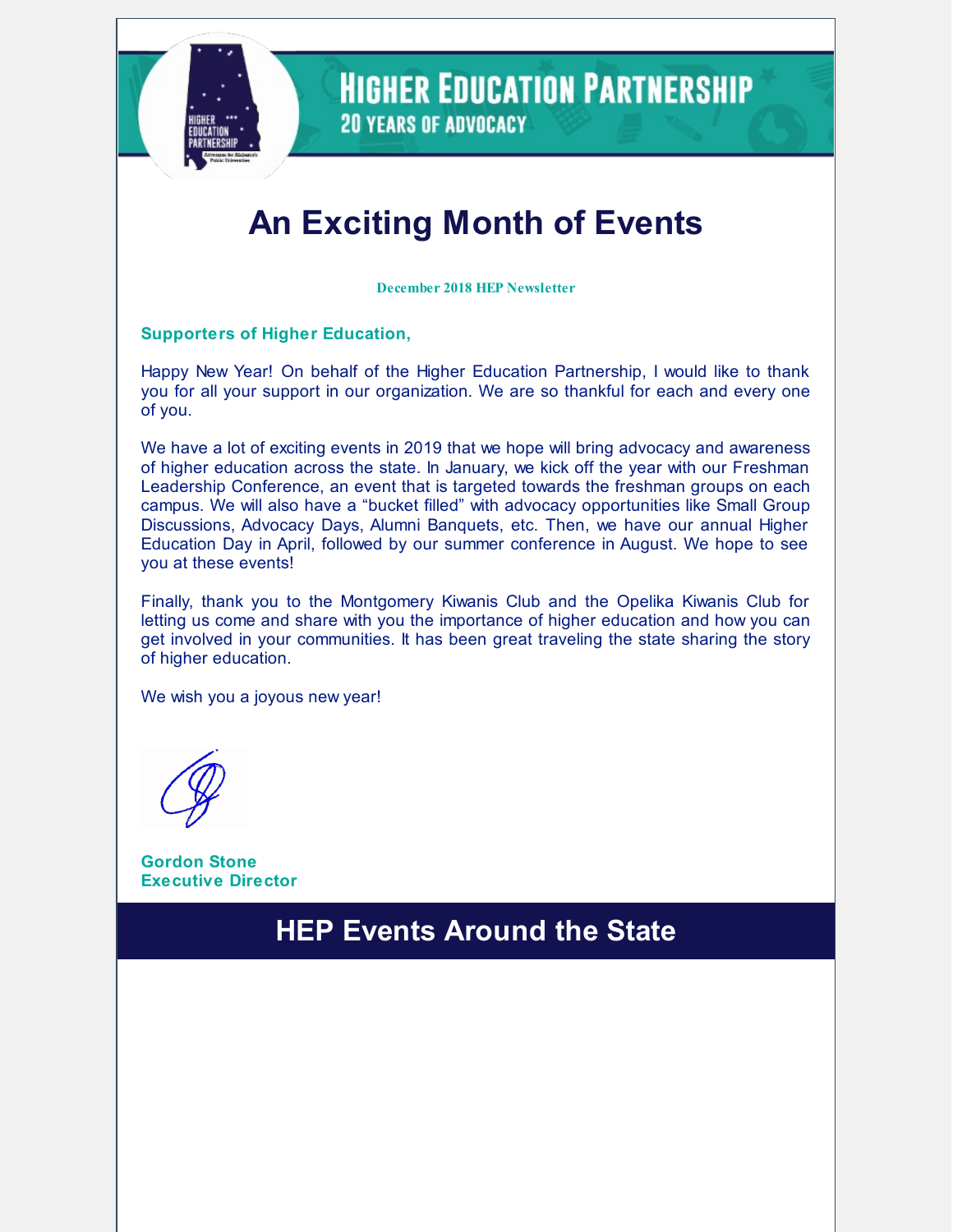# Higher Education Partnership

## 20 Years of Advocacy

# An Exciting Month of Events

**December 2018 HEP Newsletter**

**Supporters of Higher Education,**

Happy New Year! On behalf of the Higher Education Partnership, I would like to thank you for all your support in our organization. We are so thankful for each and every one of you.

We have a lot of exciting events in 2019 that we hope will bring advocacy and awareness of higher education across the state. In January, we kick off the year with our Freshman Leadership Conference, an event that is targeted towards the freshman groups on each campus. We will also have a "bucket filled" with advocacy opportunities like Small Group Discussions, Advocacy Days, Alumni Banquets, etc. Then, we have our annual Higher Education Day in April, followed by our summer conference in August. We hope to see you at these events!

Finally, thank you to the Montgomery Kiwanis Club and the Opelika Kiwanis Club for letting us come and share with you the importance of higher education and how you can get involved in your communities. It has been great traveling the state sharing the story of higher education.

We wish you a joyous new year!

**Gordon Stone**
**Executive Director**

## HEP Events Around the State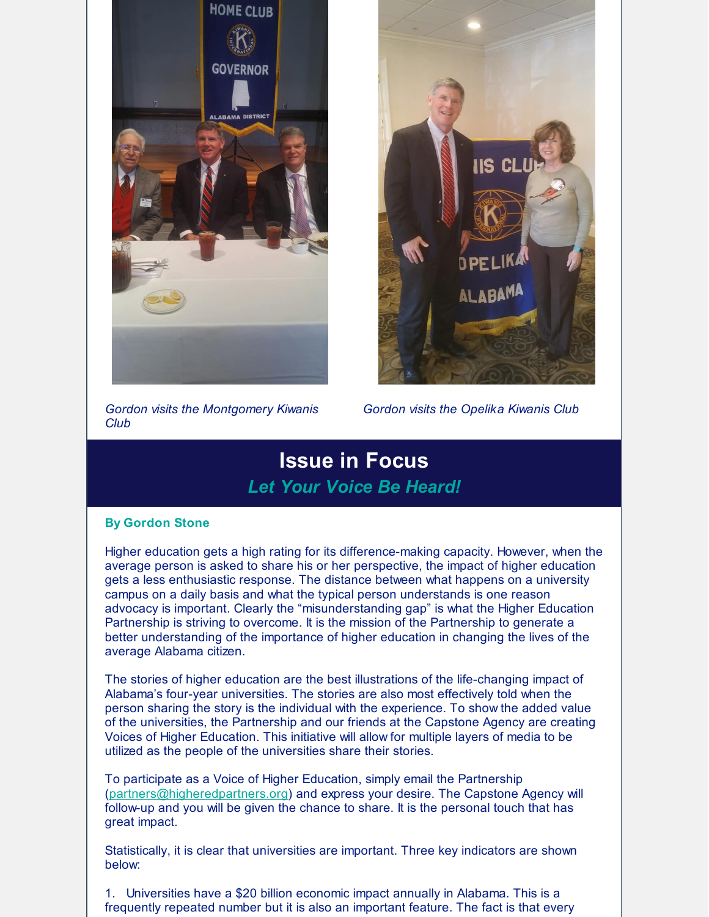*Gordon visits the Montgomery Kiwanis Club*

*Gordon visits the Opelika Kiwanis Club*

## Issue in Focus

### *Let Your Voice Be Heard!*

**By Gordon Stone**

Higher education gets a high rating for its difference-making capacity. However, when the average person is asked to share his or her perspective, the impact of higher education gets a less enthusiastic response. The distance between what happens on a university campus on a daily basis and what the typical person understands is one reason advocacy is important. Clearly the "misunderstanding gap" is what the Higher Education Partnership is striving to overcome. It is the mission of the Partnership to generate a better understanding of the importance of higher education in changing the lives of the average Alabama citizen.

The stories of higher education are the best illustrations of the life-changing impact of Alabama's four-year universities. The stories are also most effectively told when the person sharing the story is the individual with the experience. To show the added value of the universities, the Partnership and our friends at the Capstone Agency are creating Voices of Higher Education. This initiative will allow for multiple layers of media to be utilized as the people of the universities share their stories.

To participate as a Voice of Higher Education, simply email the Partnership (partners@higheredpartners.org) and express your desire. The Capstone Agency will follow-up and you will be given the chance to share. It is the personal touch that has great impact.

Statistically, it is clear that universities are important. Three key indicators are shown below:

1. Universities have a $20 billion economic impact annually in Alabama. This is a frequently repeated number but it is also an important feature. The fact is that every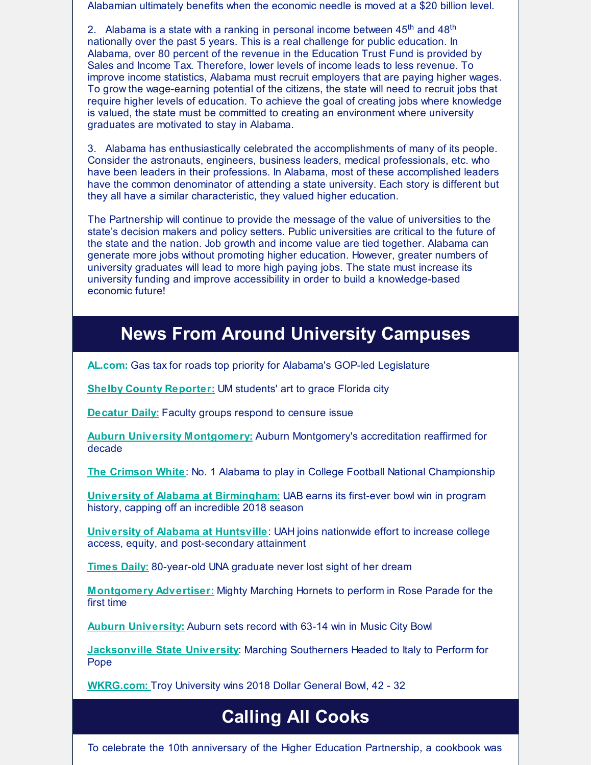Alabamian ultimately benefits when the economic needle is moved at a $20 billion level.

2. Alabama is a state with a ranking in personal income between 45th and 48th nationally over the past 5 years. This is a real challenge for public education. In Alabama, over 80 percent of the revenue in the Education Trust Fund is provided by Sales and Income Tax. Therefore, lower levels of income leads to less revenue. To improve income statistics, Alabama must recruit employers that are paying higher wages. To grow the wage-earning potential of the citizens, the state will need to recruit jobs that require higher levels of education. To achieve the goal of creating jobs where knowledge is valued, the state must be committed to creating an environment where university graduates are motivated to stay in Alabama.

3. Alabama has enthusiastically celebrated the accomplishments of many of its people. Consider the astronauts, engineers, business leaders, medical professionals, etc. who have been leaders in their professions. In Alabama, most of these accomplished leaders have the common denominator of attending a state university. Each story is different but they all have a similar characteristic, they valued higher education.

The Partnership will continue to provide the message of the value of universities to the state's decision makers and policy setters. Public universities are critical to the future of the state and the nation. Job growth and income value are tied together. Alabama can generate more jobs without promoting higher education. However, greater numbers of university graduates will lead to more high paying jobs. The state must increase its university funding and improve accessibility in order to build a knowledge-based economic future!

## News From Around University Campuses

**AL.com:** Gas tax for roads top priority for Alabama's GOP-led Legislature

**Shelby County Reporter:** UM students' art to grace Florida city

**Decatur Daily:** Faculty groups respond to censure issue

**Auburn University Montgomery:** Auburn Montgomery's accreditation reaffirmed for decade

**The Crimson White**: No. 1 Alabama to play in College Football National Championship

**University of Alabama at Birmingham:** UAB earns its first-ever bowl win in program history, capping off an incredible 2018 season

**University of Alabama at Huntsville**: UAH joins nationwide effort to increase college access, equity, and post-secondary attainment

**Times Daily:** 80-year-old UNA graduate never lost sight of her dream

**Montgomery Advertiser:** Mighty Marching Hornets to perform in Rose Parade for the first time

**Auburn University:** Auburn sets record with 63-14 win in Music City Bowl

**Jacksonville State University**: Marching Southerners Headed to Italy to Perform for Pope

**WKRG.com:** Troy University wins 2018 Dollar General Bowl, 42 - 32

## Calling All Cooks

To celebrate the 10th anniversary of the Higher Education Partnership, a cookbook was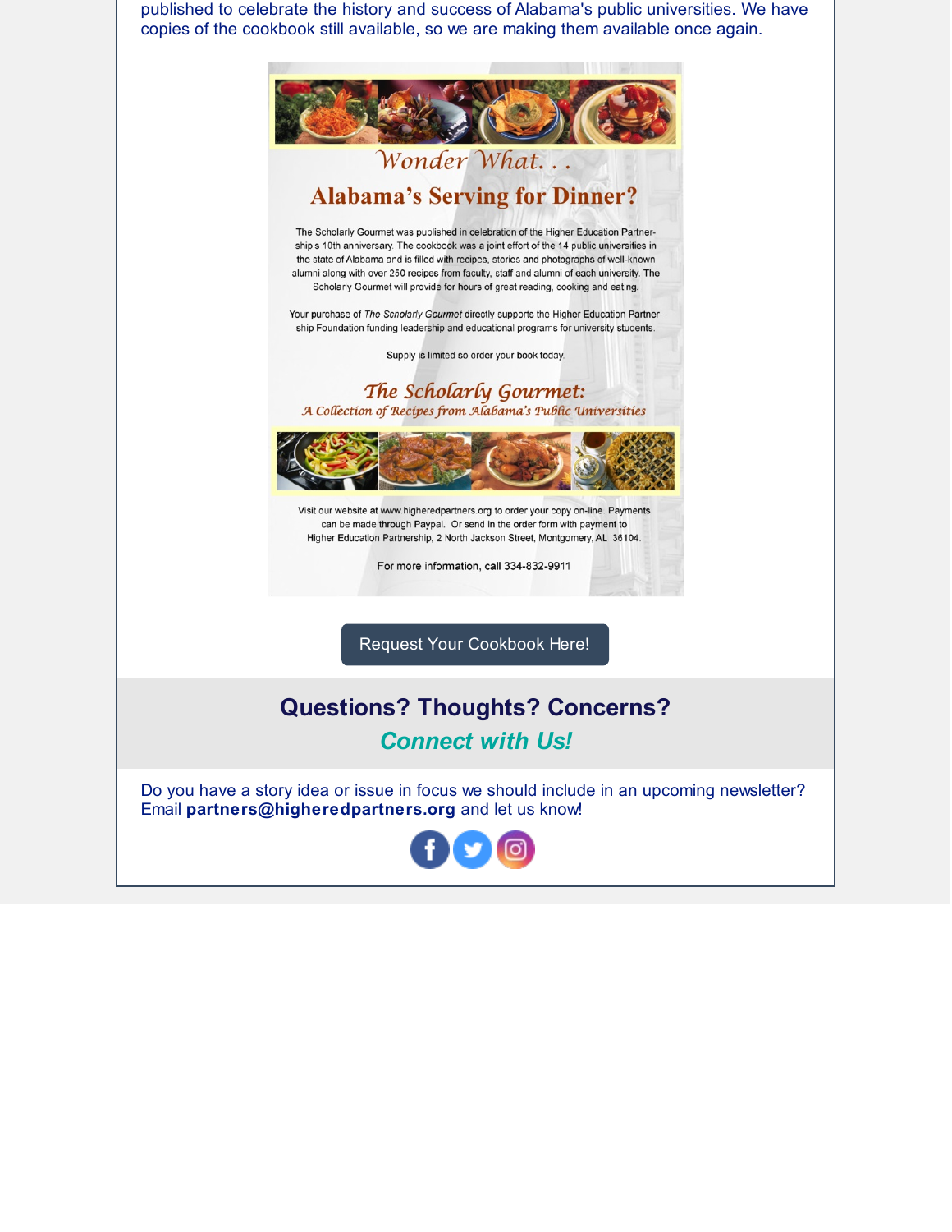published to celebrate the history and success of Alabama's public universities. We have copies of the cookbook still available, so we are making them available once again.

Wonder What. . .

**Alabama's Serving for Dinner?**

The Scholarly Gourmet was published in celebration of the Higher Education Partnership's 10th anniversary. The cookbook was a joint effort of the 14 public universities in the state of Alabama and is filled with recipes, stories and photographs of well-known alumni along with over 250 recipes from faculty, staff and alumni of each university. The Scholarly Gourmet will provide for hours of great reading, cooking and eating.

Your purchase of *The Scholarly Gourmet* directly supports the Higher Education Partnership Foundation funding leadership and educational programs for university students.

Supply is limited so order your book today.

*The Scholarly Gourmet:*
*A Collection of Recipes from Alabama's Public Universities*

Visit our website at www.higheredpartners.org to order your copy on-line. Payments can be made through Paypal. Or send in the order form with payment to Higher Education Partnership, 2 North Jackson Street, Montgomery, AL 36104.

For more information, call 334-832-9911

Request Your Cookbook Here!

## Questions? Thoughts? Concerns?

***Connect with Us!***

Do you have a story idea or issue in focus we should include in an upcoming newsletter? Email **partners@higheredpartners.org** and let us know!